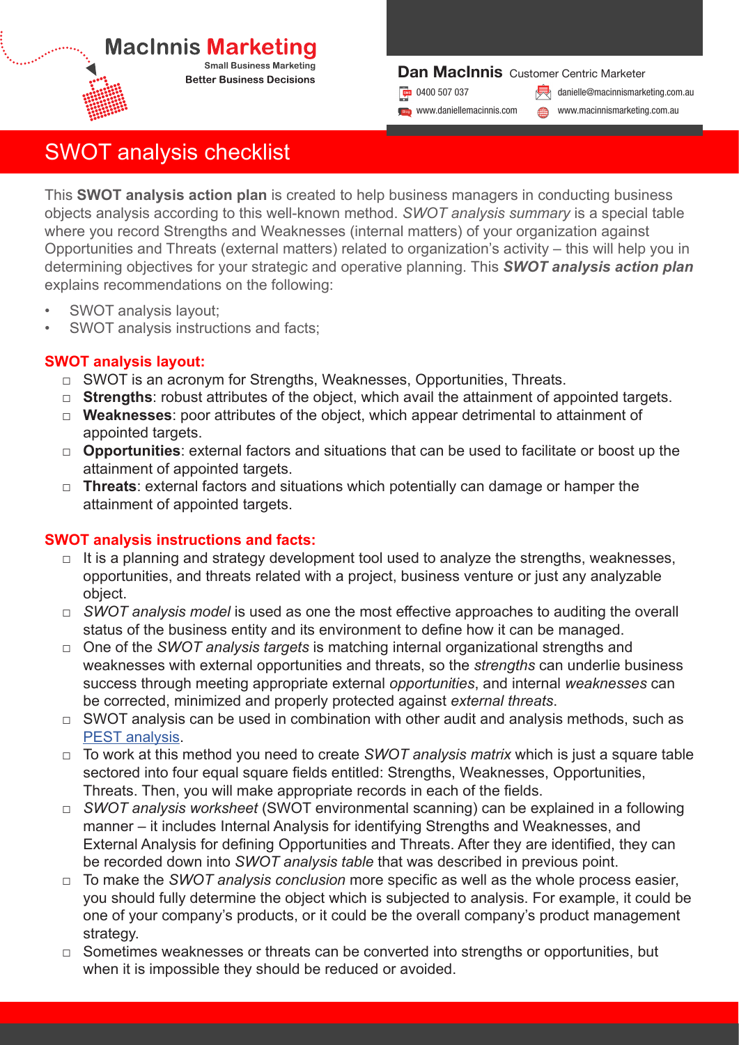MacInnis Marketing

Small Business Marketing

Better Business Decisions

**Dan MacInnis** Customer Centric Marketer

0400 507 037

danielle@macinnismarketing.com.au

www.daniellemacinnis.com

www.macinnismarketing.com.au

# SWOT analysis checklist

This **SWOT analysis action plan** is created to help business managers in conducting business objects analysis according to this well-known method. *SWOT analysis summary* is a special table where you record Strengths and Weaknesses (internal matters) of your organization against Opportunities and Threats (external matters) related to organization's activity – this will help you in determining objectives for your strategic and operative planning. This ***SWOT analysis action plan*** explains recommendations on the following:

- SWOT analysis layout;
- SWOT analysis instructions and facts;

### SWOT analysis layout:

- ☐ SWOT is an acronym for Strengths, Weaknesses, Opportunities, Threats.
- ☐ **Strengths**: robust attributes of the object, which avail the attainment of appointed targets.
- ☐ **Weaknesses**: poor attributes of the object, which appear detrimental to attainment of appointed targets.
- ☐ **Opportunities**: external factors and situations that can be used to facilitate or boost up the attainment of appointed targets.
- ☐ **Threats**: external factors and situations which potentially can damage or hamper the attainment of appointed targets.

### SWOT analysis instructions and facts:

- ☐ It is a planning and strategy development tool used to analyze the strengths, weaknesses, opportunities, and threats related with a project, business venture or just any analyzable object.
- ☐ *SWOT analysis model* is used as one the most effective approaches to auditing the overall status of the business entity and its environment to define how it can be managed.
- ☐ One of the *SWOT analysis targets* is matching internal organizational strengths and weaknesses with external opportunities and threats, so the *strengths* can underlie business success through meeting appropriate external *opportunities*, and internal *weaknesses* can be corrected, minimized and properly protected against *external threats*.
- ☐ SWOT analysis can be used in combination with other audit and analysis methods, such as PEST analysis.
- ☐ To work at this method you need to create *SWOT analysis matrix* which is just a square table sectored into four equal square fields entitled: Strengths, Weaknesses, Opportunities, Threats. Then, you will make appropriate records in each of the fields.
- ☐ *SWOT analysis worksheet* (SWOT environmental scanning) can be explained in a following manner – it includes Internal Analysis for identifying Strengths and Weaknesses, and External Analysis for defining Opportunities and Threats. After they are identified, they can be recorded down into *SWOT analysis table* that was described in previous point.
- ☐ To make the *SWOT analysis conclusion* more specific as well as the whole process easier, you should fully determine the object which is subjected to analysis. For example, it could be one of your company's products, or it could be the overall company's product management strategy.
- ☐ Sometimes weaknesses or threats can be converted into strengths or opportunities, but when it is impossible they should be reduced or avoided.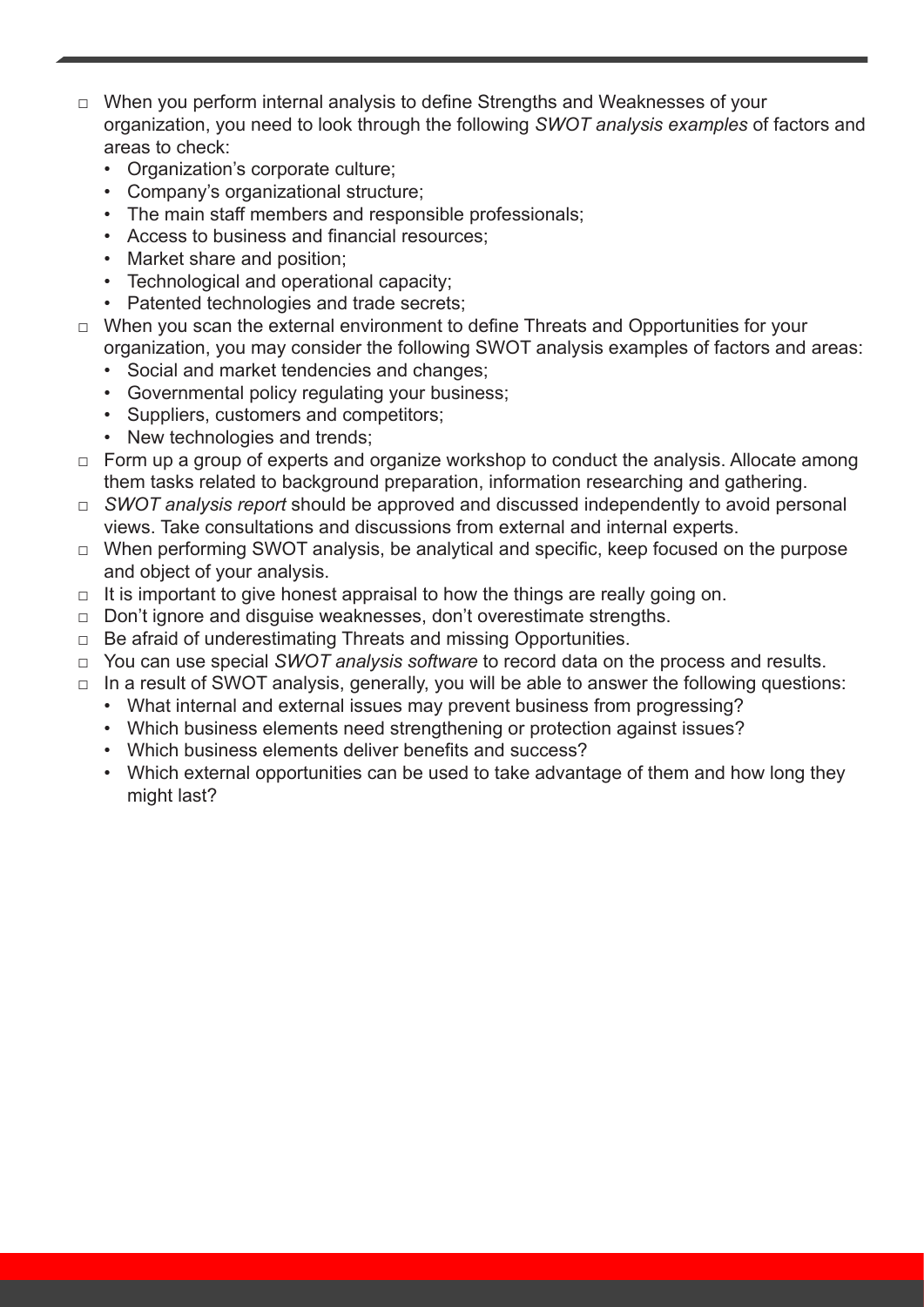- When you perform internal analysis to define Strengths and Weaknesses of your organization, you need to look through the following *SWOT analysis examples* of factors and areas to check:
  - Organization's corporate culture;
  - Company's organizational structure;
  - The main staff members and responsible professionals;
  - Access to business and financial resources;
  - Market share and position;
  - Technological and operational capacity;
  - Patented technologies and trade secrets;
- When you scan the external environment to define Threats and Opportunities for your organization, you may consider the following SWOT analysis examples of factors and areas:
  - Social and market tendencies and changes;
  - Governmental policy regulating your business;
  - Suppliers, customers and competitors;
  - New technologies and trends;
- Form up a group of experts and organize workshop to conduct the analysis. Allocate among them tasks related to background preparation, information researching and gathering.
- *SWOT analysis report* should be approved and discussed independently to avoid personal views. Take consultations and discussions from external and internal experts.
- When performing SWOT analysis, be analytical and specific, keep focused on the purpose and object of your analysis.
- It is important to give honest appraisal to how the things are really going on.
- Don't ignore and disguise weaknesses, don't overestimate strengths.
- Be afraid of underestimating Threats and missing Opportunities.
- You can use special *SWOT analysis software* to record data on the process and results.
- In a result of SWOT analysis, generally, you will be able to answer the following questions:
  - What internal and external issues may prevent business from progressing?
  - Which business elements need strengthening or protection against issues?
  - Which business elements deliver benefits and success?
  - Which external opportunities can be used to take advantage of them and how long they might last?